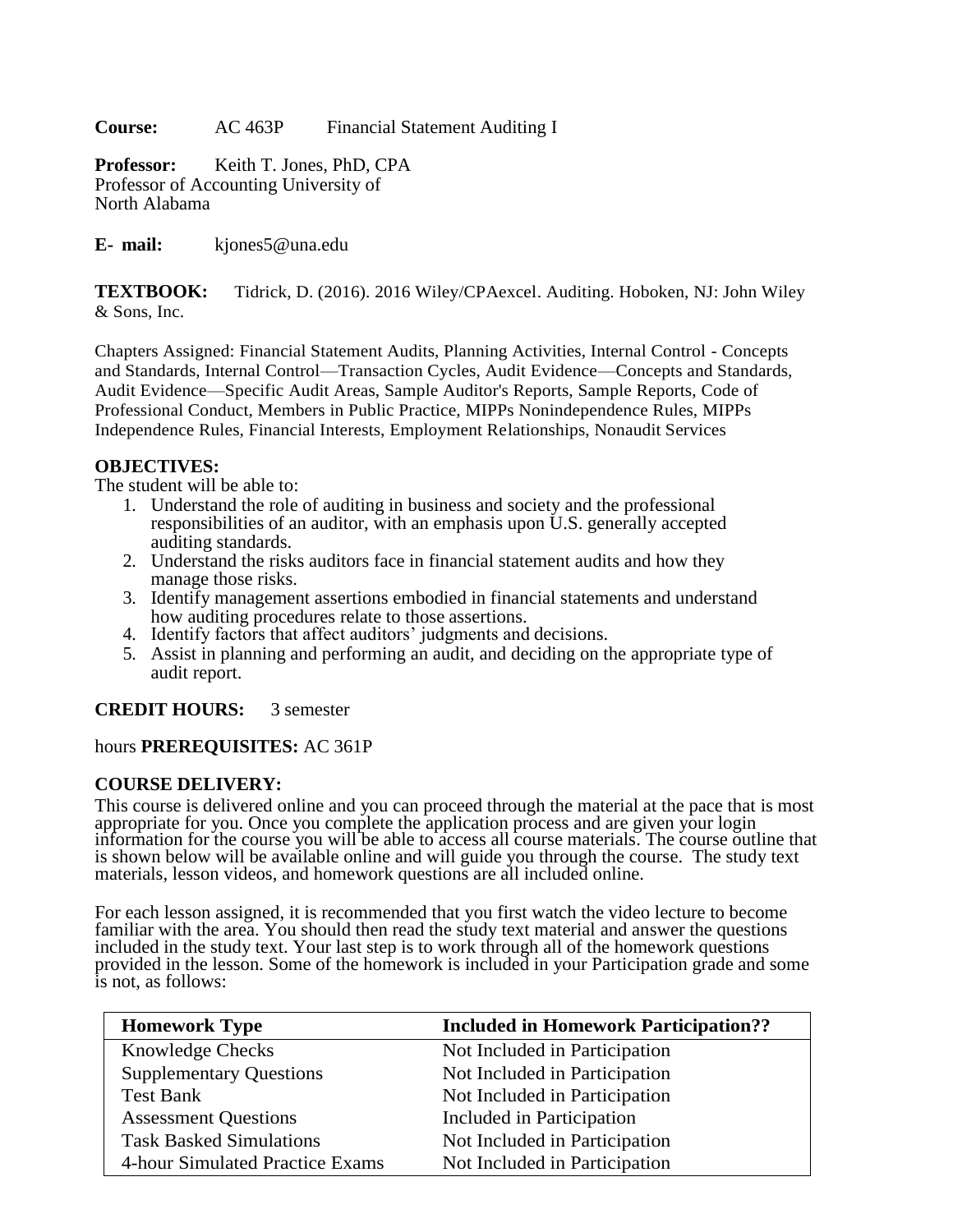**Course:** AC 463P Financial Statement Auditing I

**Professor:** Keith T. Jones, PhD, CPA
Professor of Accounting University of North Alabama

**E- mail:** kjones5@una.edu

**TEXTBOOK:** Tidrick, D. (2016). 2016 Wiley/CPAexcel. Auditing. Hoboken, NJ: John Wiley & Sons, Inc.

Chapters Assigned: Financial Statement Audits, Planning Activities, Internal Control - Concepts and Standards, Internal Control—Transaction Cycles, Audit Evidence—Concepts and Standards, Audit Evidence—Specific Audit Areas, Sample Auditor's Reports, Sample Reports, Code of Professional Conduct, Members in Public Practice, MIPPs Nonindependence Rules, MIPPs Independence Rules, Financial Interests, Employment Relationships, Nonaudit Services

**OBJECTIVES:**
The student will be able to:

1. Understand the role of auditing in business and society and the professional responsibilities of an auditor, with an emphasis upon U.S. generally accepted auditing standards.
2. Understand the risks auditors face in financial statement audits and how they manage those risks.
3. Identify management assertions embodied in financial statements and understand how auditing procedures relate to those assertions.
4. Identify factors that affect auditors' judgments and decisions.
5. Assist in planning and performing an audit, and deciding on the appropriate type of audit report.

**CREDIT HOURS:** 3 semester hours

**PREREQUISITES:** AC 361P

**COURSE DELIVERY:**
This course is delivered online and you can proceed through the material at the pace that is most appropriate for you. Once you complete the application process and are given your login information for the course you will be able to access all course materials. The course outline that is shown below will be available online and will guide you through the course. The study text materials, lesson videos, and homework questions are all included online.

For each lesson assigned, it is recommended that you first watch the video lecture to become familiar with the area. You should then read the study text material and answer the questions included in the study text. Your last step is to work through all of the homework questions provided in the lesson. Some of the homework is included in your Participation grade and some is not, as follows:

| Homework Type | Included in Homework Participation?? |
|---|---|
| Knowledge Checks | Not Included in Participation |
| Supplementary Questions | Not Included in Participation |
| Test Bank | Not Included in Participation |
| Assessment Questions | Included in Participation |
| Task Basked Simulations | Not Included in Participation |
| 4-hour Simulated Practice Exams | Not Included in Participation |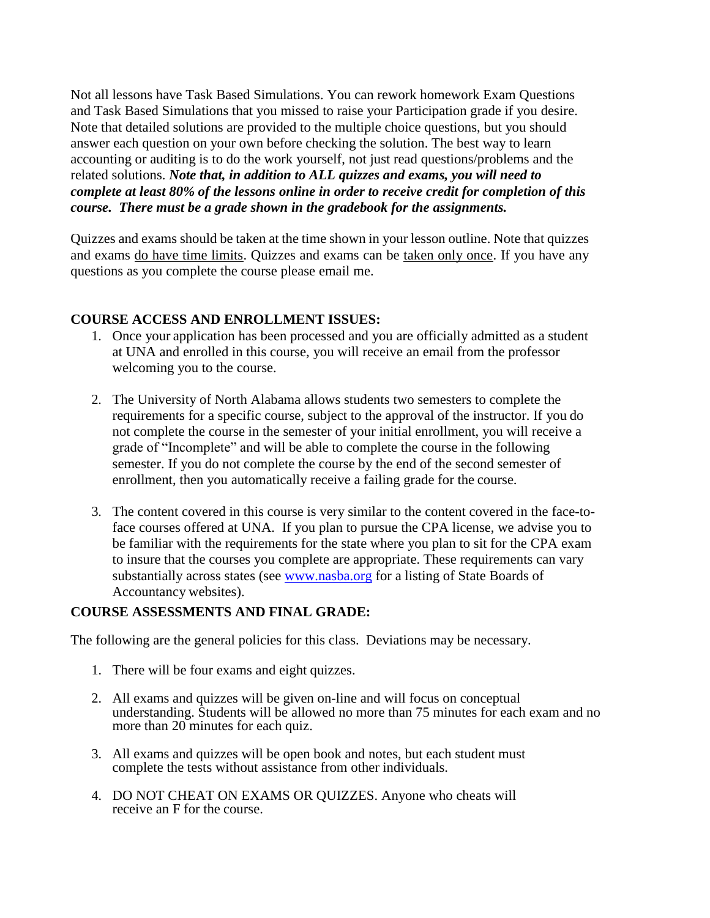Not all lessons have Task Based Simulations. You can rework homework Exam Questions and Task Based Simulations that you missed to raise your Participation grade if you desire. Note that detailed solutions are provided to the multiple choice questions, but you should answer each question on your own before checking the solution. The best way to learn accounting or auditing is to do the work yourself, not just read questions/problems and the related solutions. ***Note that, in addition to ALL quizzes and exams, you will need to complete at least 80% of the lessons online in order to receive credit for completion of this course. There must be a grade shown in the gradebook for the assignments.***

Quizzes and exams should be taken at the time shown in your lesson outline. Note that quizzes and exams <u>do have time limits</u>. Quizzes and exams can be <u>taken only once</u>. If you have any questions as you complete the course please email me.

## COURSE ACCESS AND ENROLLMENT ISSUES:

1. Once your application has been processed and you are officially admitted as a student at UNA and enrolled in this course, you will receive an email from the professor welcoming you to the course.
2. The University of North Alabama allows students two semesters to complete the requirements for a specific course, subject to the approval of the instructor. If you do not complete the course in the semester of your initial enrollment, you will receive a grade of "Incomplete" and will be able to complete the course in the following semester. If you do not complete the course by the end of the second semester of enrollment, then you automatically receive a failing grade for the course.
3. The content covered in this course is very similar to the content covered in the face-to-face courses offered at UNA. If you plan to pursue the CPA license, we advise you to be familiar with the requirements for the state where you plan to sit for the CPA exam to insure that the courses you complete are appropriate. These requirements can vary substantially across states (see [www.nasba.org](http://www.nasba.org) for a listing of State Boards of Accountancy websites).

## COURSE ASSESSMENTS AND FINAL GRADE:

The following are the general policies for this class. Deviations may be necessary.

1. There will be four exams and eight quizzes.
2. All exams and quizzes will be given on-line and will focus on conceptual understanding. Students will be allowed no more than 75 minutes for each exam and no more than 20 minutes for each quiz.
3. All exams and quizzes will be open book and notes, but each student must complete the tests without assistance from other individuals.
4. DO NOT CHEAT ON EXAMS OR QUIZZES. Anyone who cheats will receive an F for the course.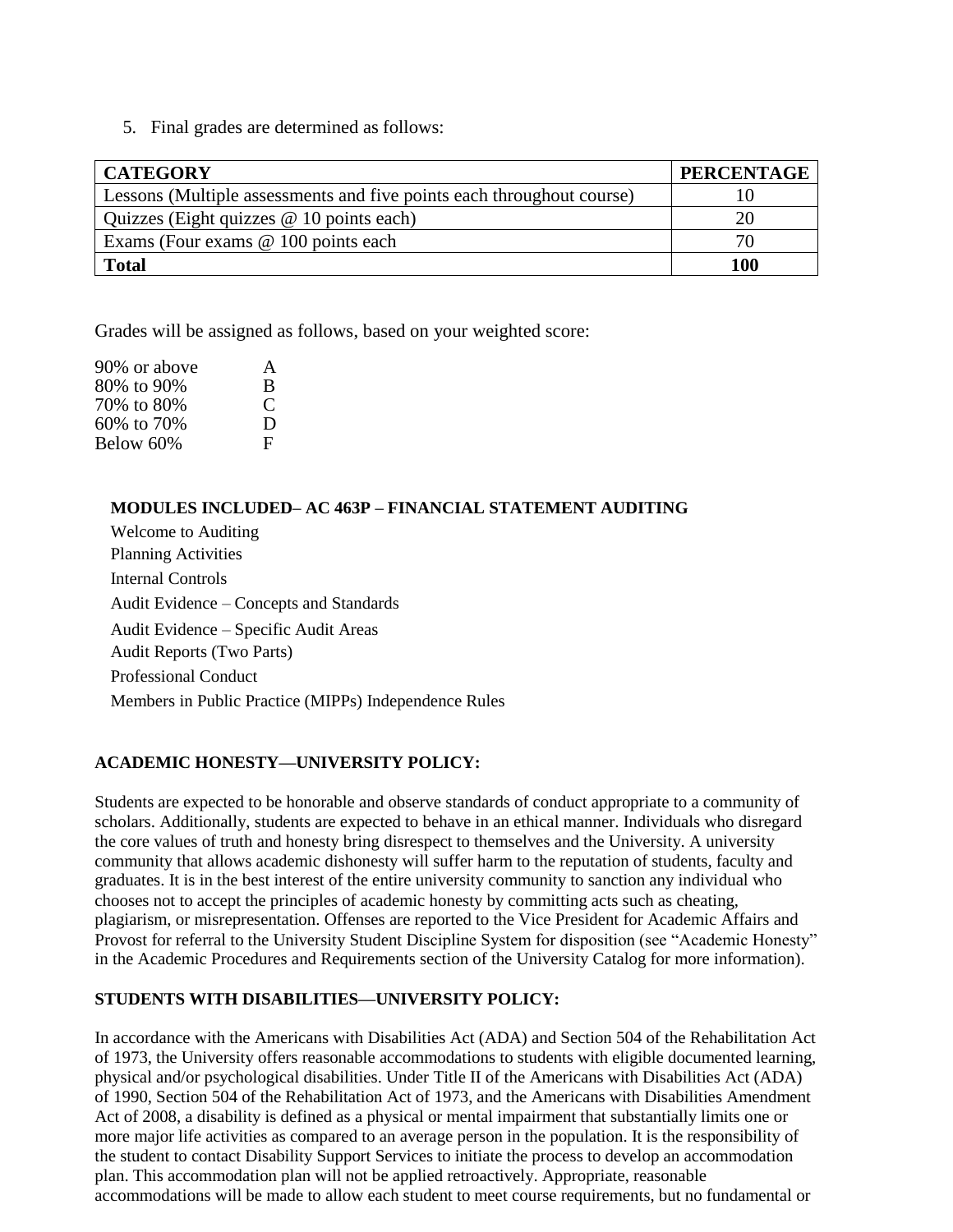5. Final grades are determined as follows:

| CATEGORY | PERCENTAGE |
| --- | --- |
| Lessons (Multiple assessments and five points each throughout course) | 10 |
| Quizzes (Eight quizzes @ 10 points each) | 20 |
| Exams (Four exams @ 100 points each | 70 |
| **Total** | **100** |

Grades will be assigned as follows, based on your weighted score:

| | |
| --- | --- |
| 90% or above | A |
| 80% to 90% | B |
| 70% to 80% | C |
| 60% to 70% | D |
| Below 60% | F |

**MODULES INCLUDED– AC 463P – FINANCIAL STATEMENT AUDITING**

Welcome to Auditing
Planning Activities
Internal Controls
Audit Evidence – Concepts and Standards
Audit Evidence – Specific Audit Areas
Audit Reports (Two Parts)
Professional Conduct
Members in Public Practice (MIPPs) Independence Rules

**ACADEMIC HONESTY—UNIVERSITY POLICY:**

Students are expected to be honorable and observe standards of conduct appropriate to a community of scholars. Additionally, students are expected to behave in an ethical manner. Individuals who disregard the core values of truth and honesty bring disrespect to themselves and the University. A university community that allows academic dishonesty will suffer harm to the reputation of students, faculty and graduates. It is in the best interest of the entire university community to sanction any individual who chooses not to accept the principles of academic honesty by committing acts such as cheating, plagiarism, or misrepresentation. Offenses are reported to the Vice President for Academic Affairs and Provost for referral to the University Student Discipline System for disposition (see "Academic Honesty" in the Academic Procedures and Requirements section of the University Catalog for more information).

**STUDENTS WITH DISABILITIES—UNIVERSITY POLICY:**

In accordance with the Americans with Disabilities Act (ADA) and Section 504 of the Rehabilitation Act of 1973, the University offers reasonable accommodations to students with eligible documented learning, physical and/or psychological disabilities. Under Title II of the Americans with Disabilities Act (ADA) of 1990, Section 504 of the Rehabilitation Act of 1973, and the Americans with Disabilities Amendment Act of 2008, a disability is defined as a physical or mental impairment that substantially limits one or more major life activities as compared to an average person in the population. It is the responsibility of the student to contact Disability Support Services to initiate the process to develop an accommodation plan. This accommodation plan will not be applied retroactively. Appropriate, reasonable accommodations will be made to allow each student to meet course requirements, but no fundamental or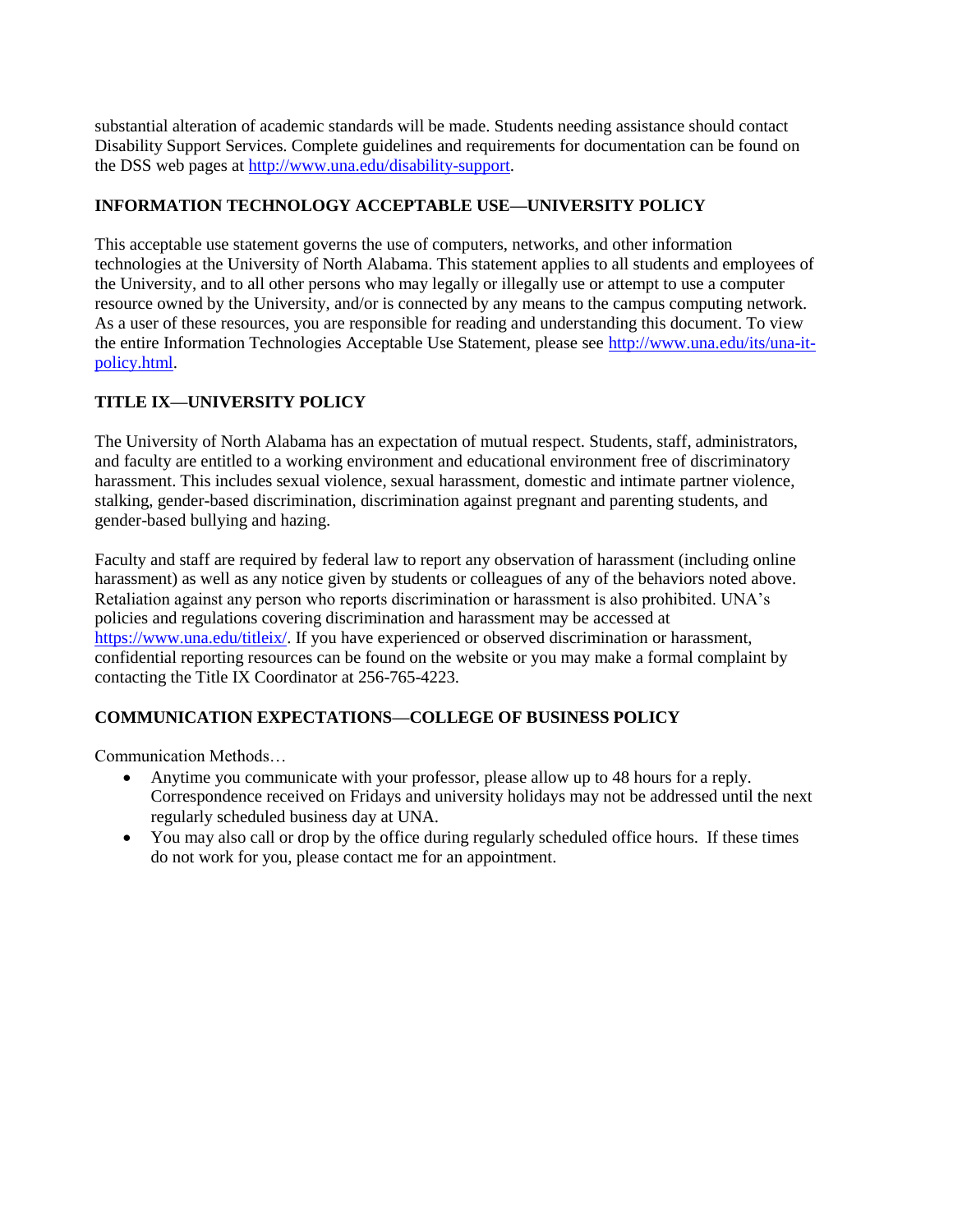substantial alteration of academic standards will be made. Students needing assistance should contact Disability Support Services. Complete guidelines and requirements for documentation can be found on the DSS web pages at [http://www.una.edu/disability-support](http://www.una.edu/disability-support).

## INFORMATION TECHNOLOGY ACCEPTABLE USE—UNIVERSITY POLICY

This acceptable use statement governs the use of computers, networks, and other information technologies at the University of North Alabama. This statement applies to all students and employees of the University, and to all other persons who may legally or illegally use or attempt to use a computer resource owned by the University, and/or is connected by any means to the campus computing network. As a user of these resources, you are responsible for reading and understanding this document. To view the entire Information Technologies Acceptable Use Statement, please see [http://www.una.edu/its/una-it-policy.html](http://www.una.edu/its/una-it-policy.html).

## TITLE IX—UNIVERSITY POLICY

The University of North Alabama has an expectation of mutual respect. Students, staff, administrators, and faculty are entitled to a working environment and educational environment free of discriminatory harassment. This includes sexual violence, sexual harassment, domestic and intimate partner violence, stalking, gender-based discrimination, discrimination against pregnant and parenting students, and gender-based bullying and hazing.

Faculty and staff are required by federal law to report any observation of harassment (including online harassment) as well as any notice given by students or colleagues of any of the behaviors noted above. Retaliation against any person who reports discrimination or harassment is also prohibited. UNA's policies and regulations covering discrimination and harassment may be accessed at [https://www.una.edu/titleix/](https://www.una.edu/titleix/). If you have experienced or observed discrimination or harassment, confidential reporting resources can be found on the website or you may make a formal complaint by contacting the Title IX Coordinator at 256-765-4223.

## COMMUNICATION EXPECTATIONS—COLLEGE OF BUSINESS POLICY

Communication Methods…

- Anytime you communicate with your professor, please allow up to 48 hours for a reply. Correspondence received on Fridays and university holidays may not be addressed until the next regularly scheduled business day at UNA.
- You may also call or drop by the office during regularly scheduled office hours. If these times do not work for you, please contact me for an appointment.